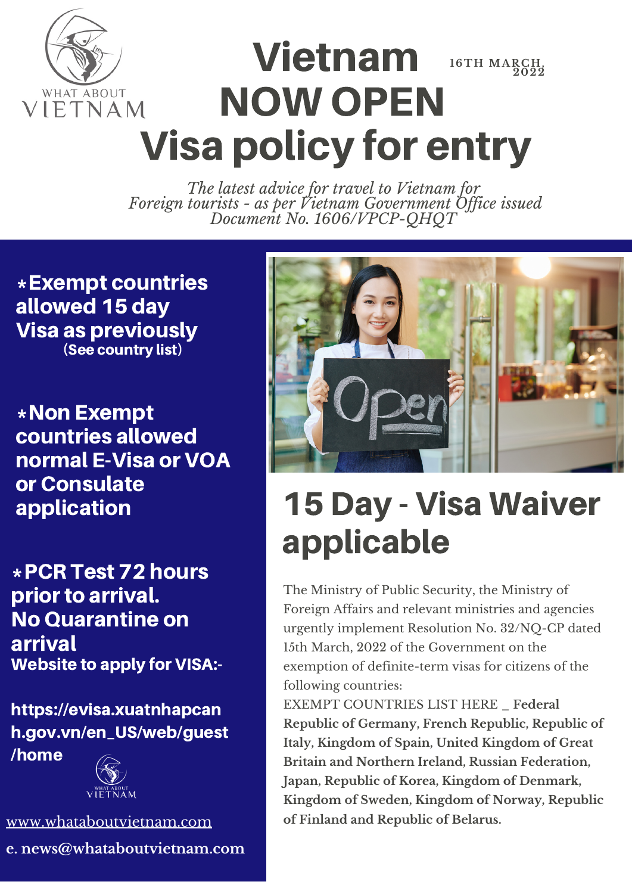WHAT ABOUT VIETNAM

# Vietnam NOW OPEN Visa policy for entry

16TH MARCH, 2022

*The latest advice for travel to Vietnam for Foreign tourists - as per Vietnam Government Office issued Document No. 1606/VPCP-QHQT*

**⋆Exempt countries allowed 15 day Visa as previously**
**(See country list)**

**⋆Non Exempt countries allowed normal E-Visa or VOA or Consulate application**

**⋆PCR Test 72 hours prior to arrival. No Quarantine on arrival**

**Website to apply for VISA:-**

**https://evisa.xuatnhapcanh.gov.vn/en_US/web/guest/home**

WHAT ABOUT VIETNAM

www.whataboutvietnam.com

**e. news@whataboutvietnam.com**

## 15 Day - Visa Waiver applicable

The Ministry of Public Security, the Ministry of Foreign Affairs and relevant ministries and agencies urgently implement Resolution No. 32/NQ-CP dated 15th March, 2022 of the Government on the exemption of definite-term visas for citizens of the following countries:

EXEMPT COUNTRIES LIST HERE _ **Federal Republic of Germany, French Republic, Republic of Italy, Kingdom of Spain, United Kingdom of Great Britain and Northern Ireland, Russian Federation, Japan, Republic of Korea, Kingdom of Denmark, Kingdom of Sweden, Kingdom of Norway, Republic of Finland and Republic of Belarus.**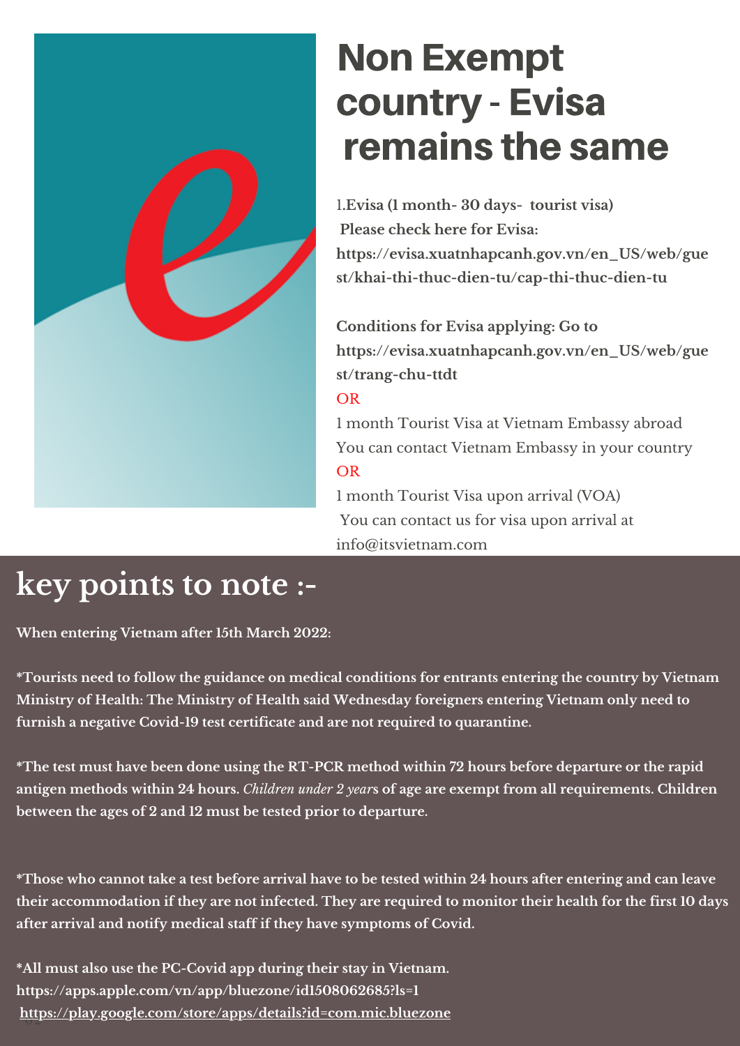# Non Exempt country - Evisa remains the same

1.**Evisa (1 month- 30 days- tourist visa)**
**Please check here for Evisa:**
**https://evisa.xuatnhapcanh.gov.vn/en_US/web/guest/khai-thi-thuc-dien-tu/cap-thi-thuc-dien-tu**

**Conditions for Evisa applying: Go to https://evisa.xuatnhapcanh.gov.vn/en_US/web/guest/trang-chu-ttdt**

OR

1 month Tourist Visa at Vietnam Embassy abroad
You can contact Vietnam Embassy in your country

OR

1 month Tourist Visa upon arrival (VOA)
You can contact us for visa upon arrival at info@itsvietnam.com

## key points to note :-

**When entering Vietnam after 15th March 2022:**

**\*Tourists need to follow the guidance on medical conditions for entrants entering the country by Vietnam Ministry of Health: The Ministry of Health said Wednesday foreigners entering Vietnam only need to furnish a negative Covid-19 test certificate and are not required to quarantine.**

**\*The test must have been done using the RT-PCR method within 72 hours before departure or the rapid antigen methods within 24 hours.** ***Children under 2 year*****s of age are exempt from all requirements. Children between the ages of 2 and 12 must be tested prior to departure.**

**\*Those who cannot take a test before arrival have to be tested within 24 hours after entering and can leave their accommodation if they are not infected. They are required to monitor their health for the first 10 days after arrival and notify medical staff if they have symptoms of Covid.**

**\*All must also use the PC-Covid app during their stay in Vietnam.**
**https://apps.apple.com/vn/app/bluezone/id1508062685?ls=1**
**https://play.google.com/store/apps/details?id=com.mic.bluezone**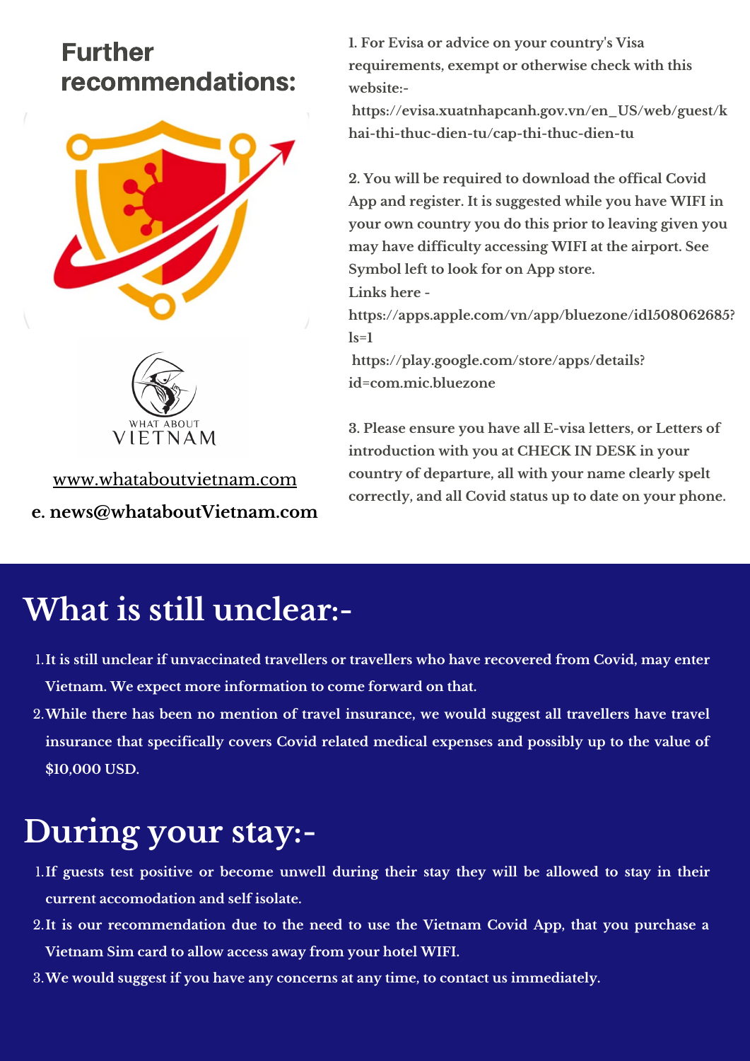## Further recommendations:

WHAT ABOUT VIETNAM

www.whataboutvietnam.com

**e. news@whataboutVietnam.com**

1. For Evisa or advice on your country's Visa requirements, exempt or otherwise check with this website:- https://evisa.xuatnhapcanh.gov.vn/en_US/web/guest/khai-thi-thuc-dien-tu/cap-thi-thuc-dien-tu

2. You will be required to download the offical Covid App and register. It is suggested while you have WIFI in your own country you do this prior to leaving given you may have difficulty accessing WIFI at the airport. See Symbol left to look for on App store.
Links here - https://apps.apple.com/vn/app/bluezone/id1508062685?ls=1
https://play.google.com/store/apps/details?id=com.mic.bluezone

3. Please ensure you have all E-visa letters, or Letters of introduction with you at CHECK IN DESK in your country of departure, all with your name clearly spelt correctly, and all Covid status up to date on your phone.

# What is still unclear:-

1. It is still unclear if unvaccinated travellers or travellers who have recovered from Covid, may enter Vietnam. We expect more information to come forward on that.
2. While there has been no mention of travel insurance, we would suggest all travellers have travel insurance that specifically covers Covid related medical expenses and possibly up to the value of $10,000 USD.

# During your stay:-

1. If guests test positive or become unwell during their stay they will be allowed to stay in their current accomodation and self isolate.
2. It is our recommendation due to the need to use the Vietnam Covid App, that you purchase a Vietnam Sim card to allow access away from your hotel WIFI.
3. We would suggest if you have any concerns at any time, to contact us immediately.